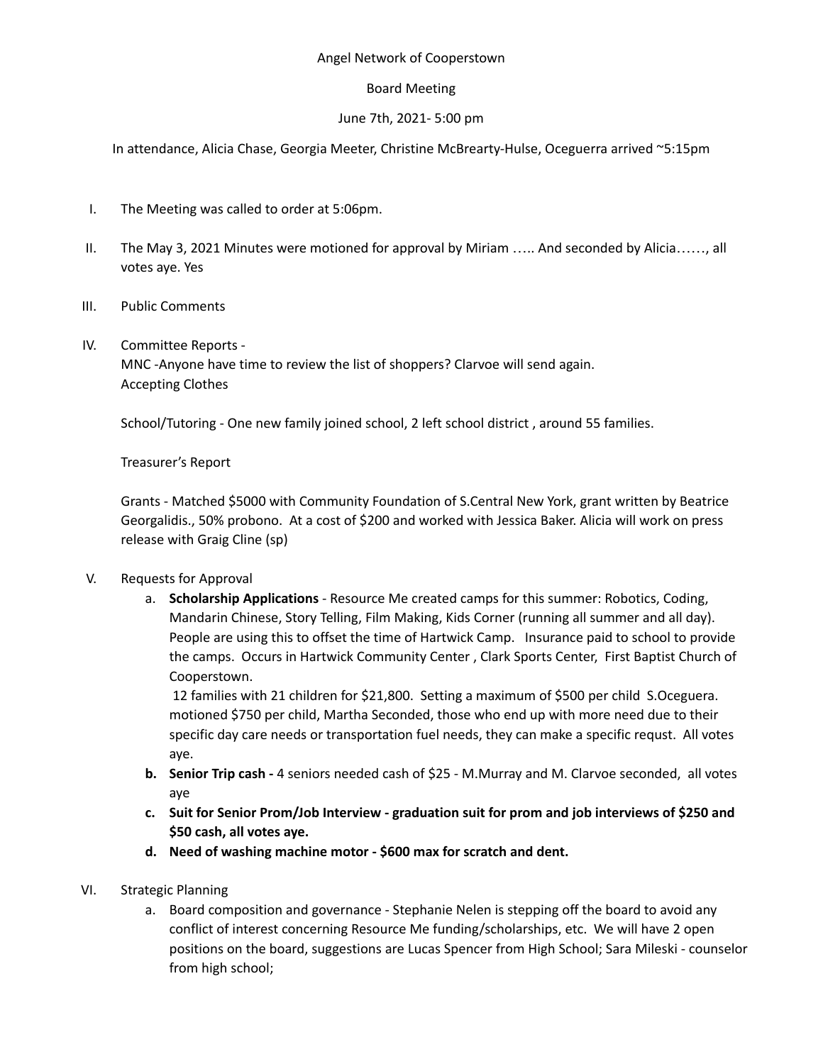Angel Network of Cooperstown

Board Meeting

June 7th, 2021- 5:00 pm

In attendance, Alicia Chase, Georgia Meeter, Christine McBrearty-Hulse, Oceguerra arrived ~5:15pm

I. The Meeting was called to order at 5:06pm.

II. The May 3, 2021 Minutes were motioned for approval by Miriam ….. And seconded by Alicia……, all votes aye. Yes

III. Public Comments

IV. Committee Reports -
MNC -Anyone have time to review the list of shoppers? Clarvoe will send again.
Accepting Clothes

School/Tutoring - One new family joined school, 2 left school district , around 55 families.

Treasurer's Report

Grants - Matched $5000 with Community Foundation of S.Central New York, grant written by Beatrice Georgalidis., 50% probono. At a cost of $200 and worked with Jessica Baker. Alicia will work on press release with Graig Cline (sp)

V. Requests for Approval

a. **Scholarship Applications** - Resource Me created camps for this summer: Robotics, Coding, Mandarin Chinese, Story Telling, Film Making, Kids Corner (running all summer and all day). People are using this to offset the time of Hartwick Camp. Insurance paid to school to provide the camps. Occurs in Hartwick Community Center , Clark Sports Center, First Baptist Church of Cooperstown.
12 families with 21 children for $21,800. Setting a maximum of $500 per child S.Oceguera. motioned $750 per child, Martha Seconded, those who end up with more need due to their specific day care needs or transportation fuel needs, they can make a specific requst. All votes aye.

b. **Senior Trip cash -** 4 seniors needed cash of $25 - M.Murray and M. Clarvoe seconded, all votes aye

c. **Suit for Senior Prom/Job Interview - graduation suit for prom and job interviews of $250 and $50 cash, all votes aye.**

d. **Need of washing machine motor - $600 max for scratch and dent.**

VI. Strategic Planning

a. Board composition and governance - Stephanie Nelen is stepping off the board to avoid any conflict of interest concerning Resource Me funding/scholarships, etc. We will have 2 open positions on the board, suggestions are Lucas Spencer from High School; Sara Mileski - counselor from high school;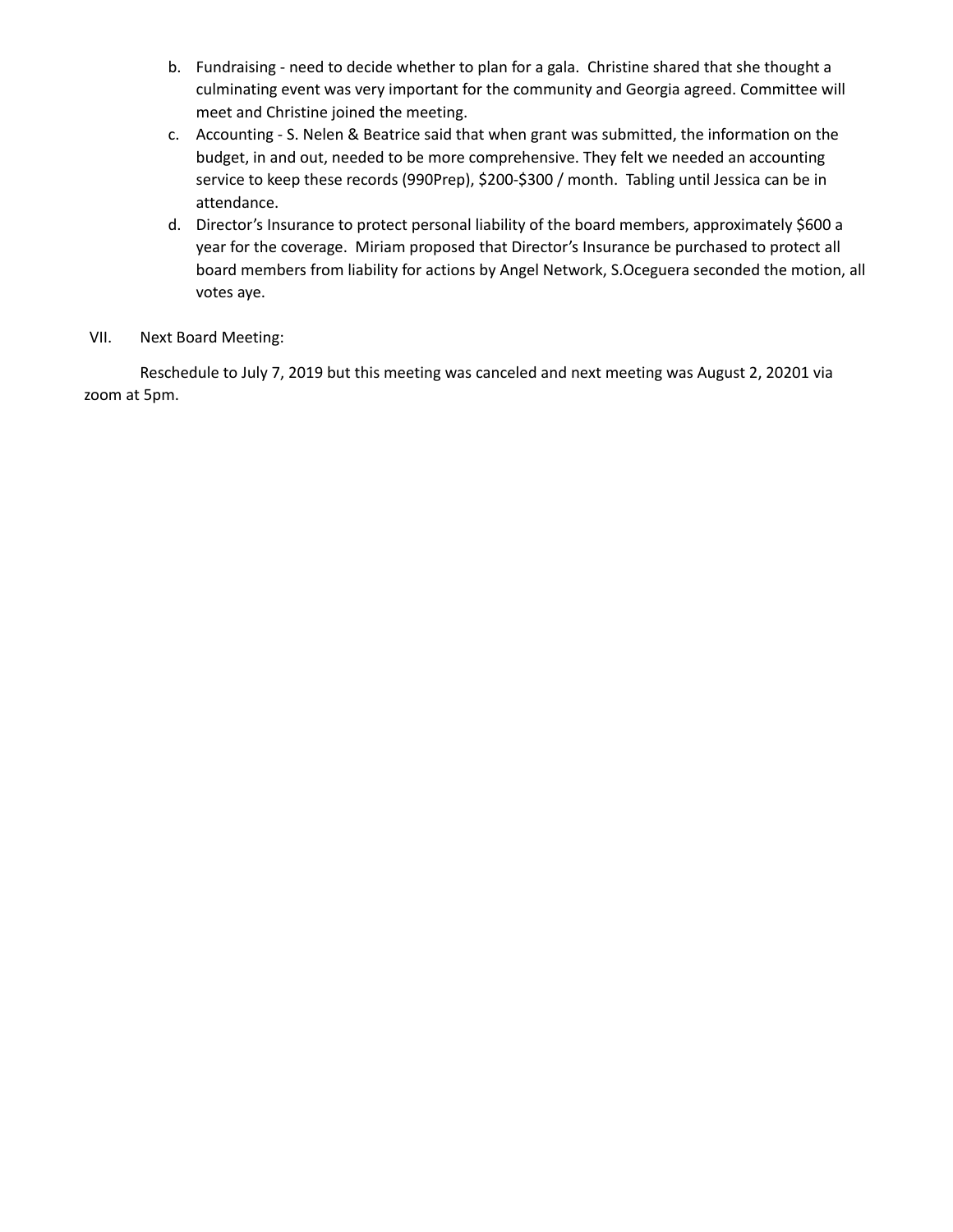b. Fundraising - need to decide whether to plan for a gala. Christine shared that she thought a culminating event was very important for the community and Georgia agreed. Committee will meet and Christine joined the meeting.
c. Accounting - S. Nelen & Beatrice said that when grant was submitted, the information on the budget, in and out, needed to be more comprehensive. They felt we needed an accounting service to keep these records (990Prep), $200-$300 / month. Tabling until Jessica can be in attendance.
d. Director's Insurance to protect personal liability of the board members, approximately $600 a year for the coverage. Miriam proposed that Director's Insurance be purchased to protect all board members from liability for actions by Angel Network, S.Oceguera seconded the motion, all votes aye.

VII. Next Board Meeting:

Reschedule to July 7, 2019 but this meeting was canceled and next meeting was August 2, 20201 via zoom at 5pm.